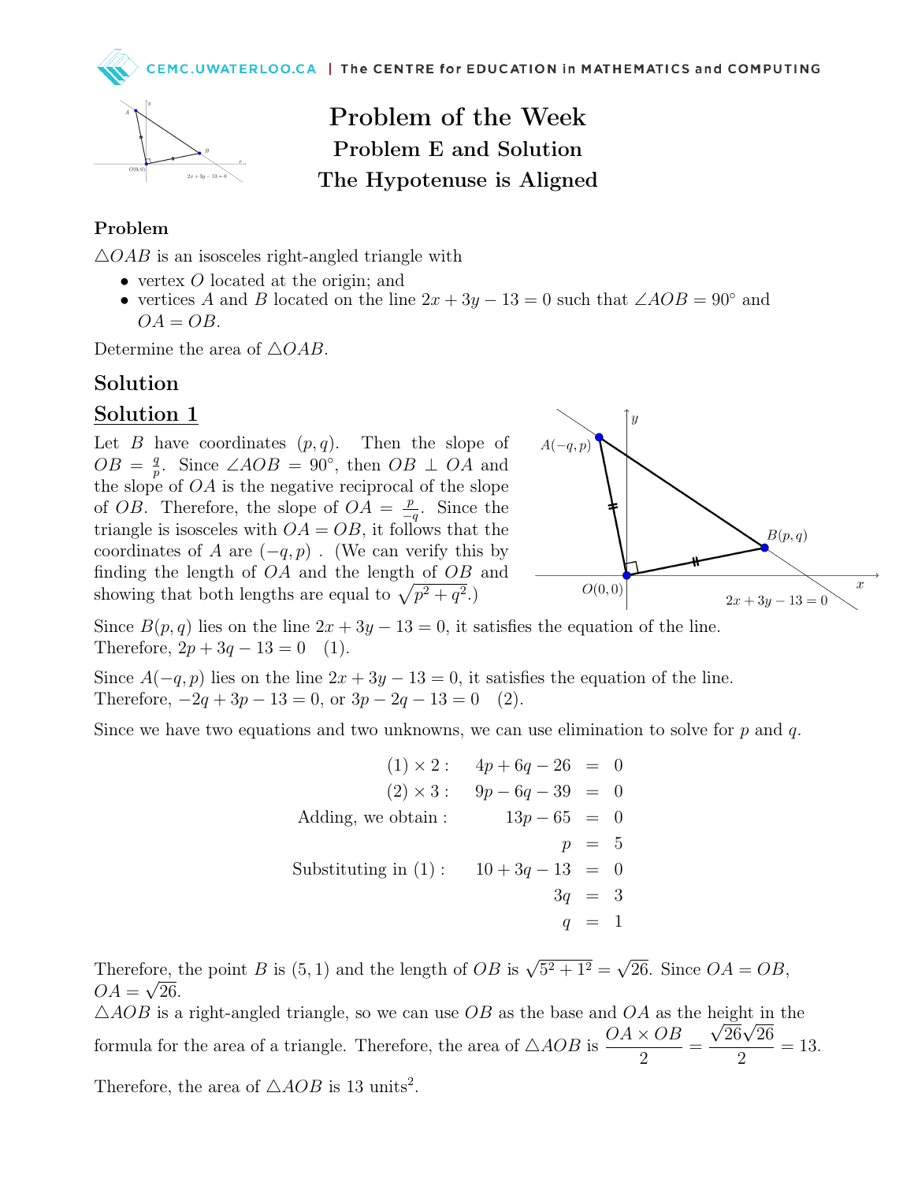# Problem of the Week

## Problem E and Solution

## The Hypotenuse is Aligned

### Problem

$\triangle OAB$ is an isosceles right-angled triangle with

- vertex $O$ located at the origin; and
- vertices $A$ and $B$ located on the line $2x + 3y - 13 = 0$ such that $\angle AOB = 90^\circ$ and $OA = OB$.

Determine the area of $\triangle OAB$.

## Solution

### Solution 1

Let $B$ have coordinates $(p, q)$. Then the slope of $OB = \frac{q}{p}$. Since $\angle AOB = 90^\circ$, then $OB \perp OA$ and the slope of $OA$ is the negative reciprocal of the slope of $OB$. Therefore, the slope of $OA = \frac{p}{-q}$. Since the triangle is isosceles with $OA = OB$, it follows that the coordinates of $A$ are $(-q, p)$ . (We can verify this by finding the length of $OA$ and the length of $OB$ and showing that both lengths are equal to $\sqrt{p^2 + q^2}$.)

Since $B(p, q)$ lies on the line $2x + 3y - 13 = 0$, it satisfies the equation of the line. Therefore, $2p + 3q - 13 = 0 \quad (1)$.

Since $A(-q, p)$ lies on the line $2x + 3y - 13 = 0$, it satisfies the equation of the line. Therefore, $-2q + 3p - 13 = 0$, or $3p - 2q - 13 = 0 \quad (2)$.

Since we have two equations and two unknowns, we can use elimination to solve for $p$ and $q$.

$$
\begin{aligned}
(1) \times 2: \quad 4p + 6q - 26 &= 0 \\
(2) \times 3: \quad 9p - 6q - 39 &= 0 \\
\text{Adding, we obtain}: \quad 13p - 65 &= 0 \\
p &= 5 \\
\text{Substituting in (1)}: \quad 10 + 3q - 13 &= 0 \\
3q &= 3 \\
q &= 1
\end{aligned}
$$

Therefore, the point $B$ is $(5, 1)$ and the length of $OB$ is $\sqrt{5^2 + 1^2} = \sqrt{26}$. Since $OA = OB$, $OA = \sqrt{26}$.

$\triangle AOB$ is a right-angled triangle, so we can use $OB$ as the base and $OA$ as the height in the formula for the area of a triangle. Therefore, the area of $\triangle AOB$ is $\dfrac{OA \times OB}{2} = \dfrac{\sqrt{26}\sqrt{26}}{2} = 13$.

Therefore, the area of $\triangle AOB$ is 13 units$^2$.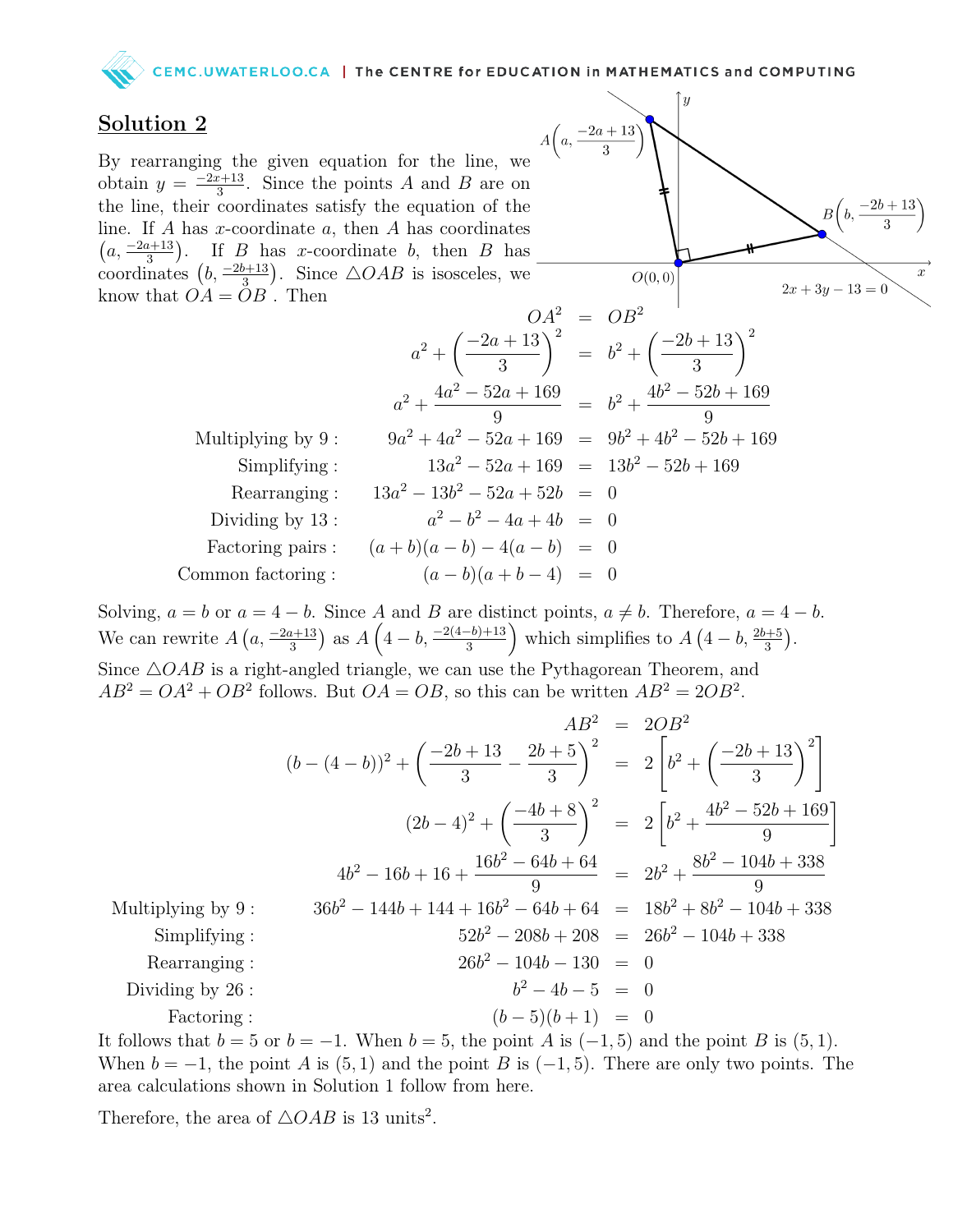## Solution 2

By rearranging the given equation for the line, we obtain $y = \frac{-2x+13}{3}$. Since the points $A$ and $B$ are on the line, their coordinates satisfy the equation of the line. If $A$ has $x$-coordinate $a$, then $A$ has coordinates $\left(a, \frac{-2a+13}{3}\right)$. If $B$ has $x$-coordinate $b$, then $B$ has coordinates $\left(b, \frac{-2b+13}{3}\right)$. Since $\triangle OAB$ is isosceles, we know that $OA = OB$. Then

$A\left(a, \frac{-2a+13}{3}\right)$

$B\left(b, \frac{-2b+13}{3}\right)$

$O(0,0)$

$2x + 3y - 13 = 0$

$x$

$y$

$$
\begin{aligned}
OA^2 &= OB^2 \\
a^2 + \left(\frac{-2a+13}{3}\right)^2 &= b^2 + \left(\frac{-2b+13}{3}\right)^2 \\
a^2 + \frac{4a^2 - 52a + 169}{9} &= b^2 + \frac{4b^2 - 52b + 169}{9} \\
\text{Multiplying by 9: } \quad 9a^2 + 4a^2 - 52a + 169 &= 9b^2 + 4b^2 - 52b + 169 \\
\text{Simplifying: } \quad 13a^2 - 52a + 169 &= 13b^2 - 52b + 169 \\
\text{Rearranging: } \quad 13a^2 - 13b^2 - 52a + 52b &= 0 \\
\text{Dividing by 13: } \quad a^2 - b^2 - 4a + 4b &= 0 \\
\text{Factoring pairs: } \quad (a+b)(a-b) - 4(a-b) &= 0 \\
\text{Common factoring: } \quad (a-b)(a+b-4) &= 0
\end{aligned}
$$

Solving, $a = b$ or $a = 4 - b$. Since $A$ and $B$ are distinct points, $a \neq b$. Therefore, $a = 4 - b$. We can rewrite $A\left(a, \frac{-2a+13}{3}\right)$ as $A\left(4-b, \frac{-2(4-b)+13}{3}\right)$ which simplifies to $A\left(4-b, \frac{2b+5}{3}\right)$.

Since $\triangle OAB$ is a right-angled triangle, we can use the Pythagorean Theorem, and $AB^2 = OA^2 + OB^2$ follows. But $OA = OB$, so this can be written $AB^2 = 2OB^2$.

$$
\begin{aligned}
AB^2 &= 2OB^2 \\
(b - (4-b))^2 + \left(\frac{-2b+13}{3} - \frac{2b+5}{3}\right)^2 &= 2\left[b^2 + \left(\frac{-2b+13}{3}\right)^2\right] \\
(2b-4)^2 + \left(\frac{-4b+8}{3}\right)^2 &= 2\left[b^2 + \frac{4b^2 - 52b + 169}{9}\right] \\
4b^2 - 16b + 16 + \frac{16b^2 - 64b + 64}{9} &= 2b^2 + \frac{8b^2 - 104b + 338}{9} \\
\text{Multiplying by 9: } \quad 36b^2 - 144b + 144 + 16b^2 - 64b + 64 &= 18b^2 + 8b^2 - 104b + 338 \\
\text{Simplifying: } \quad 52b^2 - 208b + 208 &= 26b^2 - 104b + 338 \\
\text{Rearranging: } \quad 26b^2 - 104b - 130 &= 0 \\
\text{Dividing by 26: } \quad b^2 - 4b - 5 &= 0 \\
\text{Factoring: } \quad (b-5)(b+1) &= 0
\end{aligned}
$$

It follows that $b = 5$ or $b = -1$. When $b = 5$, the point $A$ is $(-1, 5)$ and the point $B$ is $(5, 1)$. When $b = -1$, the point $A$ is $(5, 1)$ and the point $B$ is $(-1, 5)$. There are only two points. The area calculations shown in Solution 1 follow from here.

Therefore, the area of $\triangle OAB$ is 13 units$^2$.